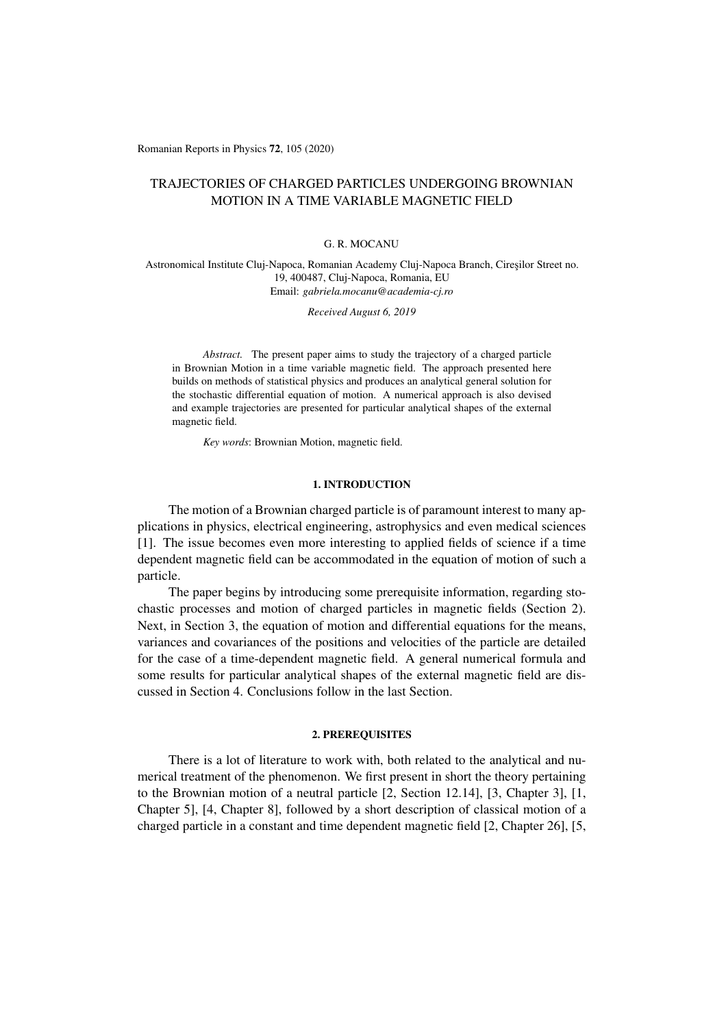# TRAJECTORIES OF CHARGED PARTICLES UNDERGOING BROWNIAN MOTION IN A TIME VARIABLE MAGNETIC FIELD

G. R. MOCANU

Astronomical Institute Cluj-Napoca, Romanian Academy Cluj-Napoca Branch, Cireşilor Street no. 19, 400487, Cluj-Napoca, Romania, EU
Email: *gabriela.mocanu@academia-cj.ro*

*Received August 6, 2019*

*Abstract.* The present paper aims to study the trajectory of a charged particle in Brownian Motion in a time variable magnetic field. The approach presented here builds on methods of statistical physics and produces an analytical general solution for the stochastic differential equation of motion. A numerical approach is also devised and example trajectories are presented for particular analytical shapes of the external magnetic field.

*Key words*: Brownian Motion, magnetic field.

## 1. INTRODUCTION

The motion of a Brownian charged particle is of paramount interest to many applications in physics, electrical engineering, astrophysics and even medical sciences [1]. The issue becomes even more interesting to applied fields of science if a time dependent magnetic field can be accommodated in the equation of motion of such a particle.

The paper begins by introducing some prerequisite information, regarding stochastic processes and motion of charged particles in magnetic fields (Section 2). Next, in Section 3, the equation of motion and differential equations for the means, variances and covariances of the positions and velocities of the particle are detailed for the case of a time-dependent magnetic field. A general numerical formula and some results for particular analytical shapes of the external magnetic field are discussed in Section 4. Conclusions follow in the last Section.

## 2. PREREQUISITES

There is a lot of literature to work with, both related to the analytical and numerical treatment of the phenomenon. We first present in short the theory pertaining to the Brownian motion of a neutral particle [2, Section 12.14], [3, Chapter 3], [1, Chapter 5], [4, Chapter 8], followed by a short description of classical motion of a charged particle in a constant and time dependent magnetic field [2, Chapter 26], [5,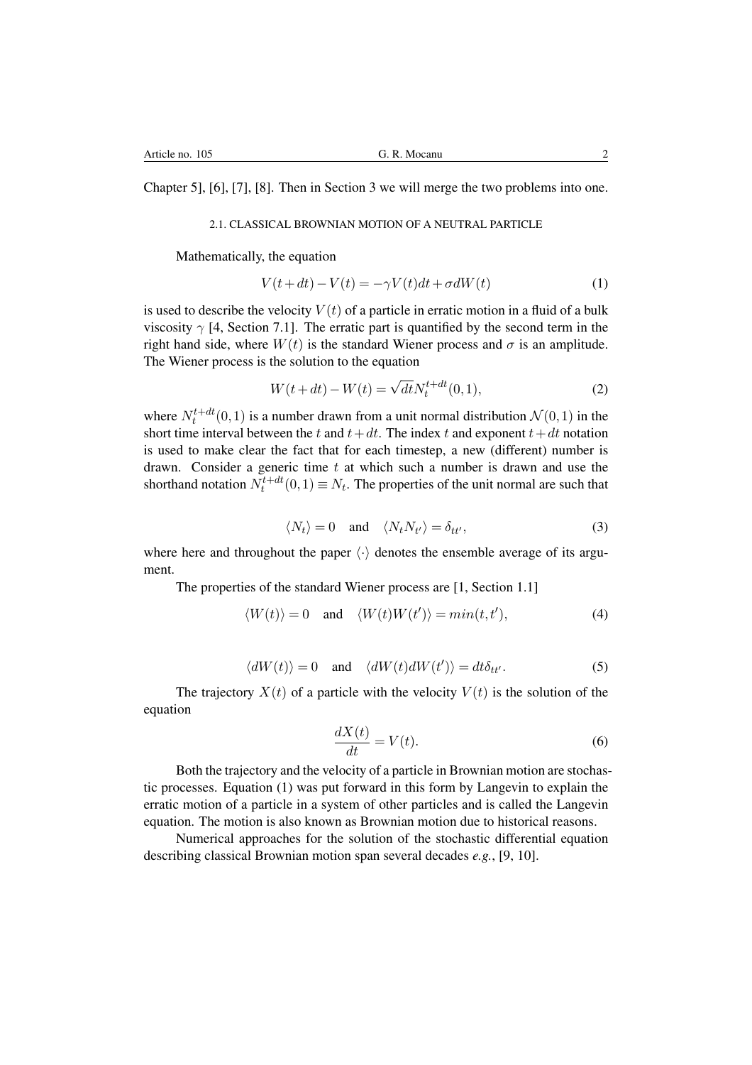Chapter 5], [6], [7], [8]. Then in Section 3 we will merge the two problems into one.

### 2.1. CLASSICAL BROWNIAN MOTION OF A NEUTRAL PARTICLE

Mathematically, the equation

$$V(t+dt) - V(t) = -\gamma V(t)dt + \sigma dW(t) \tag{1}$$

is used to describe the velocity $V(t)$ of a particle in erratic motion in a fluid of a bulk viscosity $\gamma$ [4, Section 7.1]. The erratic part is quantified by the second term in the right hand side, where $W(t)$ is the standard Wiener process and $\sigma$ is an amplitude. The Wiener process is the solution to the equation

$$W(t+dt) - W(t) = \sqrt{dt} N_t^{t+dt}(0,1), \tag{2}$$

where $N_t^{t+dt}(0,1)$ is a number drawn from a unit normal distribution $\mathcal{N}(0,1)$ in the short time interval between the $t$ and $t+dt$. The index $t$ and exponent $t+dt$ notation is used to make clear the fact that for each timestep, a new (different) number is drawn. Consider a generic time $t$ at which such a number is drawn and use the shorthand notation $N_t^{t+dt}(0,1) \equiv N_t$. The properties of the unit normal are such that

$$\langle N_t \rangle = 0 \quad \text{and} \quad \langle N_t N_{t'} \rangle = \delta_{tt'}, \tag{3}$$

where here and throughout the paper $\langle \cdot \rangle$ denotes the ensemble average of its argument.

The properties of the standard Wiener process are [1, Section 1.1]

$$\langle W(t) \rangle = 0 \quad \text{and} \quad \langle W(t)W(t') \rangle = min(t,t'), \tag{4}$$

$$\langle dW(t) \rangle = 0 \quad \text{and} \quad \langle dW(t)dW(t') \rangle = dt\delta_{tt'}. \tag{5}$$

The trajectory $X(t)$ of a particle with the velocity $V(t)$ is the solution of the equation

$$\frac{dX(t)}{dt} = V(t). \tag{6}$$

Both the trajectory and the velocity of a particle in Brownian motion are stochastic processes. Equation (1) was put forward in this form by Langevin to explain the erratic motion of a particle in a system of other particles and is called the Langevin equation. The motion is also known as Brownian motion due to historical reasons.

Numerical approaches for the solution of the stochastic differential equation describing classical Brownian motion span several decades *e.g.*, [9, 10].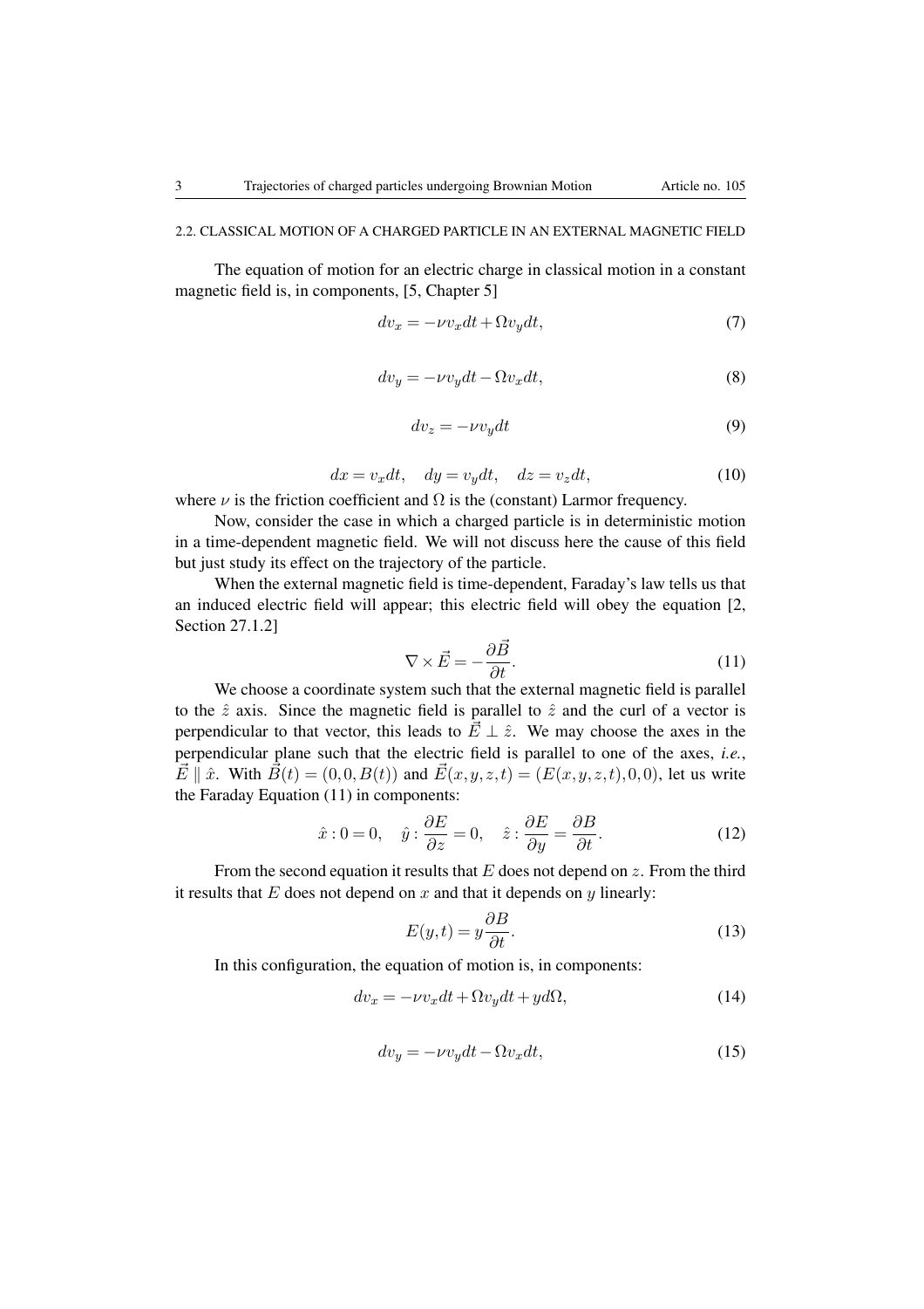### 2.2. CLASSICAL MOTION OF A CHARGED PARTICLE IN AN EXTERNAL MAGNETIC FIELD

The equation of motion for an electric charge in classical motion in a constant magnetic field is, in components, [5, Chapter 5]

$$dv_x = -\nu v_x dt + \Omega v_y dt, \tag{7}$$

$$dv_y = -\nu v_y dt - \Omega v_x dt, \tag{8}$$

$$dv_z = -\nu v_y dt \tag{9}$$

$$dx = v_x dt, \quad dy = v_y dt, \quad dz = v_z dt, \tag{10}$$

where $\nu$ is the friction coefficient and $\Omega$ is the (constant) Larmor frequency.

Now, consider the case in which a charged particle is in deterministic motion in a time-dependent magnetic field. We will not discuss here the cause of this field but just study its effect on the trajectory of the particle.

When the external magnetic field is time-dependent, Faraday's law tells us that an induced electric field will appear; this electric field will obey the equation [2, Section 27.1.2]

$$\nabla \times \vec{E} = -\frac{\partial \vec{B}}{\partial t}. \tag{11}$$

We choose a coordinate system such that the external magnetic field is parallel to the $\hat{z}$ axis. Since the magnetic field is parallel to $\hat{z}$ and the curl of a vector is perpendicular to that vector, this leads to $\vec{E} \perp \hat{z}$. We may choose the axes in the perpendicular plane such that the electric field is parallel to one of the axes, *i.e.*, $\vec{E} \parallel \hat{x}$. With $\vec{B}(t) = (0,0,B(t))$ and $\vec{E}(x,y,z,t) = (E(x,y,z,t),0,0)$, let us write the Faraday Equation (11) in components:

$$\hat{x} : 0 = 0, \quad \hat{y} : \frac{\partial E}{\partial z} = 0, \quad \hat{z} : \frac{\partial E}{\partial y} = \frac{\partial B}{\partial t}. \tag{12}$$

From the second equation it results that $E$ does not depend on $z$. From the third it results that $E$ does not depend on $x$ and that it depends on $y$ linearly:

$$E(y,t) = y\frac{\partial B}{\partial t}. \tag{13}$$

In this configuration, the equation of motion is, in components:

$$dv_x = -\nu v_x dt + \Omega v_y dt + y d\Omega, \tag{14}$$

$$dv_y = -\nu v_y dt - \Omega v_x dt, \tag{15}$$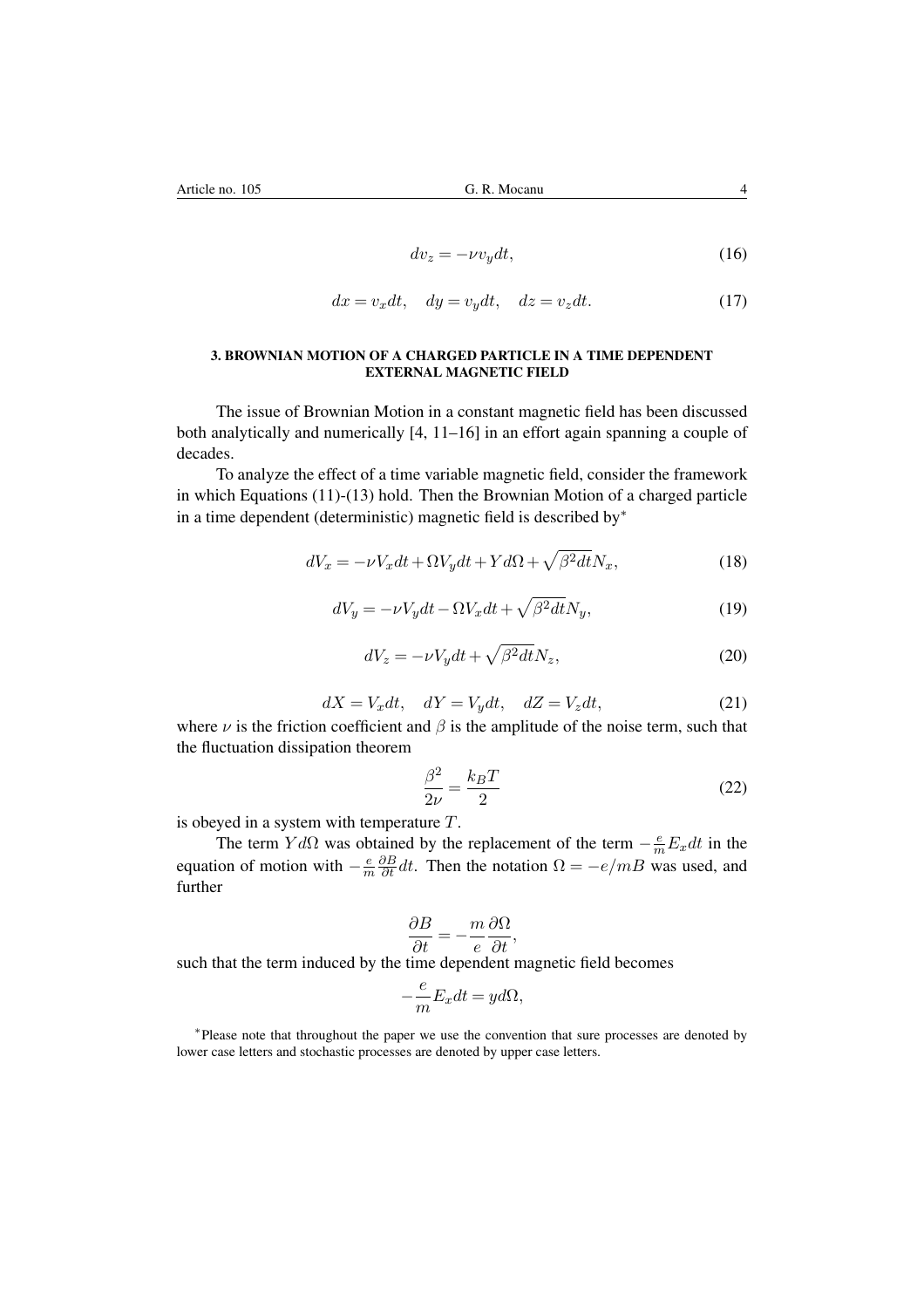$$dv_z = -\nu v_y dt, \tag{16}$$

$$dx = v_x dt, \quad dy = v_y dt, \quad dz = v_z dt. \tag{17}$$

### 3. BROWNIAN MOTION OF A CHARGED PARTICLE IN A TIME DEPENDENT EXTERNAL MAGNETIC FIELD

The issue of Brownian Motion in a constant magnetic field has been discussed both analytically and numerically [4, 11–16] in an effort again spanning a couple of decades.

To analyze the effect of a time variable magnetic field, consider the framework in which Equations (11)-(13) hold. Then the Brownian Motion of a charged particle in a time dependent (deterministic) magnetic field is described by*

$$dV_x = -\nu V_x dt + \Omega V_y dt + Y d\Omega + \sqrt{\beta^2 dt} N_x, \tag{18}$$

$$dV_y = -\nu V_y dt - \Omega V_x dt + \sqrt{\beta^2 dt} N_y, \tag{19}$$

$$dV_z = -\nu V_y dt + \sqrt{\beta^2 dt} N_z, \tag{20}$$

$$dX = V_x dt, \quad dY = V_y dt, \quad dZ = V_z dt, \tag{21}$$

where $\nu$ is the friction coefficient and $\beta$ is the amplitude of the noise term, such that the fluctuation dissipation theorem

$$\frac{\beta^2}{2\nu} = \frac{k_B T}{2} \tag{22}$$

is obeyed in a system with temperature $T$.

The term $Y d\Omega$ was obtained by the replacement of the term $-\frac{e}{m} E_x dt$ in the equation of motion with $-\frac{e}{m} \frac{\partial B}{\partial t} dt$. Then the notation $\Omega = -e/mB$ was used, and further

$$\frac{\partial B}{\partial t} = -\frac{m}{e} \frac{\partial \Omega}{\partial t},$$

such that the term induced by the time dependent magnetic field becomes

$$-\frac{e}{m} E_x dt = y d\Omega,$$

*Please note that throughout the paper we use the convention that sure processes are denoted by lower case letters and stochastic processes are denoted by upper case letters.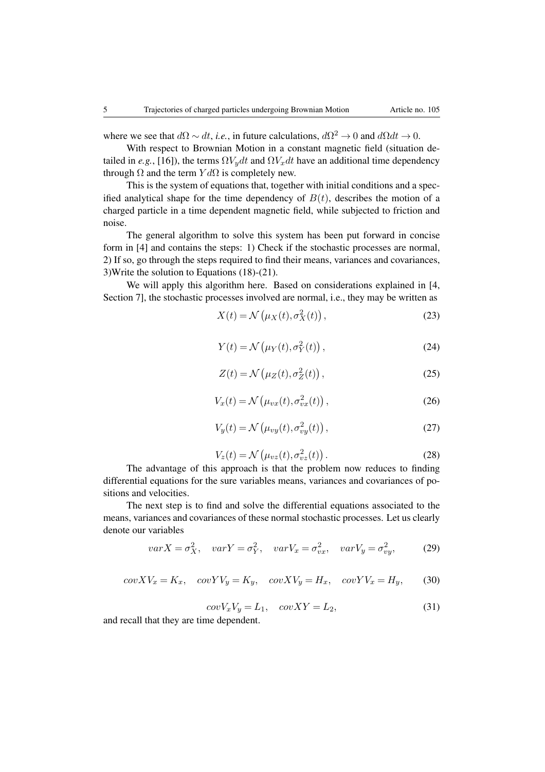where we see that $d\Omega \sim dt$, *i.e.*, in future calculations, $d\Omega^2 \to 0$ and $d\Omega dt \to 0$.

With respect to Brownian Motion in a constant magnetic field (situation detailed in *e.g.*, [16]), the terms $\Omega V_y dt$ and $\Omega V_x dt$ have an additional time dependency through $\Omega$ and the term $Y d\Omega$ is completely new.

This is the system of equations that, together with initial conditions and a specified analytical shape for the time dependency of $B(t)$, describes the motion of a charged particle in a time dependent magnetic field, while subjected to friction and noise.

The general algorithm to solve this system has been put forward in concise form in [4] and contains the steps: 1) Check if the stochastic processes are normal, 2) If so, go through the steps required to find their means, variances and covariances, 3)Write the solution to Equations (18)-(21).

We will apply this algorithm here. Based on considerations explained in [4, Section 7], the stochastic processes involved are normal, i.e., they may be written as

$$X(t) = \mathcal{N}\left(\mu_X(t), \sigma_X^2(t)\right), \tag{23}$$

$$Y(t) = \mathcal{N}\left(\mu_Y(t), \sigma_Y^2(t)\right), \tag{24}$$

$$Z(t) = \mathcal{N}\left(\mu_Z(t), \sigma_Z^2(t)\right), \tag{25}$$

$$V_x(t) = \mathcal{N}\left(\mu_{vx}(t), \sigma_{vx}^2(t)\right), \tag{26}$$

$$V_y(t) = \mathcal{N}\left(\mu_{vy}(t), \sigma_{vy}^2(t)\right), \tag{27}$$

$$V_z(t) = \mathcal{N}\left(\mu_{vz}(t), \sigma_{vz}^2(t)\right). \tag{28}$$

The advantage of this approach is that the problem now reduces to finding differential equations for the sure variables means, variances and covariances of positions and velocities.

The next step is to find and solve the differential equations associated to the means, variances and covariances of these normal stochastic processes. Let us clearly denote our variables

$$varX = \sigma_X^2, \quad varY = \sigma_Y^2, \quad varV_x = \sigma_{vx}^2, \quad varV_y = \sigma_{vy}^2, \tag{29}$$

$$covXV_x = K_x, \quad covYV_y = K_y, \quad covXV_y = H_x, \quad covYV_x = H_y, \tag{30}$$

$$covV_xV_y = L_1, \quad covXY = L_2, \tag{31}$$

and recall that they are time dependent.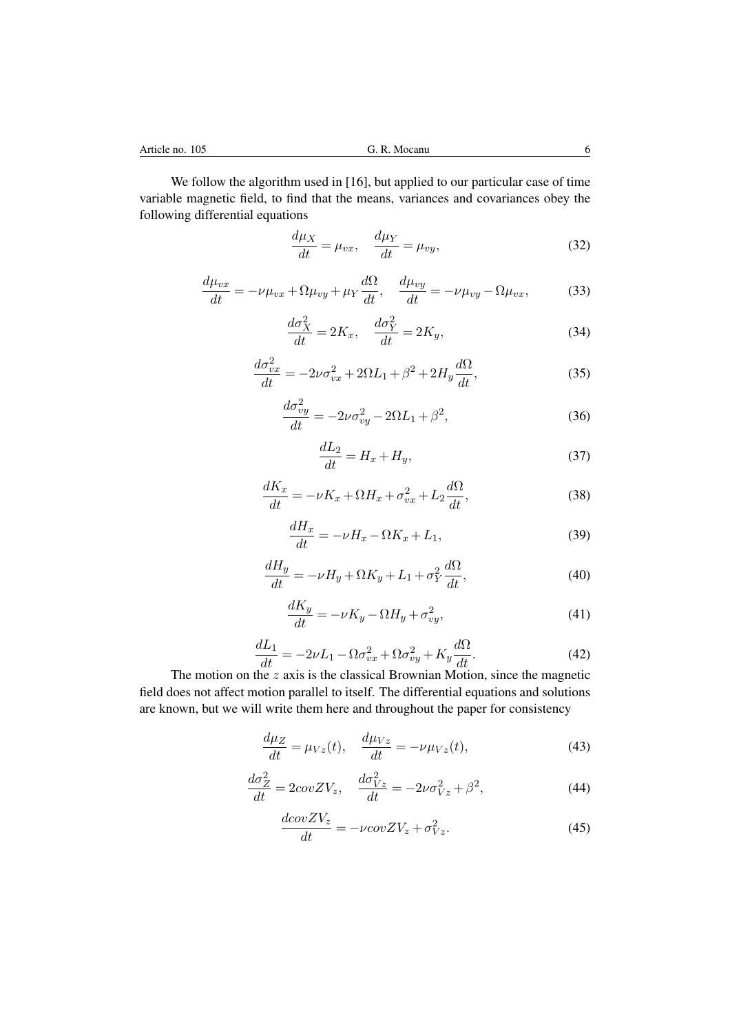We follow the algorithm used in [16], but applied to our particular case of time variable magnetic field, to find that the means, variances and covariances obey the following differential equations

$$\frac{d\mu_X}{dt} = \mu_{vx}, \quad \frac{d\mu_Y}{dt} = \mu_{vy}, \tag{32}$$

$$\frac{d\mu_{vx}}{dt} = -\nu\mu_{vx} + \Omega\mu_{vy} + \mu_Y \frac{d\Omega}{dt}, \quad \frac{d\mu_{vy}}{dt} = -\nu\mu_{vy} - \Omega\mu_{vx}, \tag{33}$$

$$\frac{d\sigma_X^2}{dt} = 2K_x, \quad \frac{d\sigma_Y^2}{dt} = 2K_y, \tag{34}$$

$$\frac{d\sigma_{vx}^2}{dt} = -2\nu\sigma_{vx}^2 + 2\Omega L_1 + \beta^2 + 2H_y \frac{d\Omega}{dt}, \tag{35}$$

$$\frac{d\sigma_{vy}^2}{dt} = -2\nu\sigma_{vy}^2 - 2\Omega L_1 + \beta^2, \tag{36}$$

$$\frac{dL_2}{dt} = H_x + H_y, \tag{37}$$

$$\frac{dK_x}{dt} = -\nu K_x + \Omega H_x + \sigma_{vx}^2 + L_2 \frac{d\Omega}{dt}, \tag{38}$$

$$\frac{dH_x}{dt} = -\nu H_x - \Omega K_x + L_1, \tag{39}$$

$$\frac{dH_y}{dt} = -\nu H_y + \Omega K_y + L_1 + \sigma_Y^2 \frac{d\Omega}{dt}, \tag{40}$$

$$\frac{dK_y}{dt} = -\nu K_y - \Omega H_y + \sigma_{vy}^2, \tag{41}$$

$$\frac{dL_1}{dt} = -2\nu L_1 - \Omega\sigma_{vx}^2 + \Omega\sigma_{vy}^2 + K_y \frac{d\Omega}{dt}. \tag{42}$$

The motion on the $z$ axis is the classical Brownian Motion, since the magnetic field does not affect motion parallel to itself. The differential equations and solutions are known, but we will write them here and throughout the paper for consistency

$$\frac{d\mu_Z}{dt} = \mu_{Vz}(t), \quad \frac{d\mu_{Vz}}{dt} = -\nu\mu_{Vz}(t), \tag{43}$$

$$\frac{d\sigma_Z^2}{dt} = 2covZV_z, \quad \frac{d\sigma_{Vz}^2}{dt} = -2\nu\sigma_{Vz}^2 + \beta^2, \tag{44}$$

$$\frac{dcovZV_z}{dt} = -\nu covZV_z + \sigma_{Vz}^2. \tag{45}$$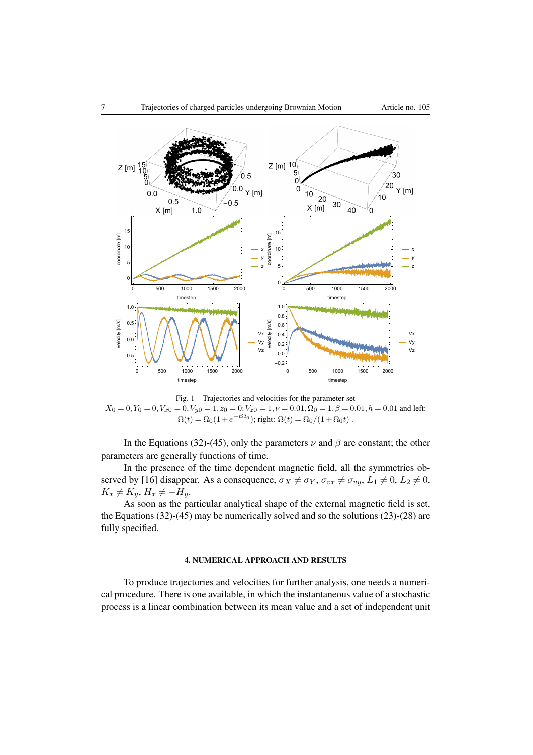Fig. 1 – Trajectories and velocities for the parameter set $X_0 = 0, Y_0 = 0, V_{x0} = 0, V_{y0} = 1, z_0 = 0; V_{z0} = 1, \nu = 0.01, \Omega_0 = 1, \beta = 0.01, h = 0.01$ and left: $\Omega(t) = \Omega_0(1 + e^{-t\Omega_0})$; right: $\Omega(t) = \Omega_0/(1 + \Omega_0 t)$ .

In the Equations (32)-(45), only the parameters $\nu$ and $\beta$ are constant; the other parameters are generally functions of time.

In the presence of the time dependent magnetic field, all the symmetries observed by [16] disappear. As a consequence, $\sigma_X \neq \sigma_Y$, $\sigma_{vx} \neq \sigma_{vy}$, $L_1 \neq 0$, $L_2 \neq 0$, $K_x \neq K_y$, $H_x \neq -H_y$.

As soon as the particular analytical shape of the external magnetic field is set, the Equations (32)-(45) may be numerically solved and so the solutions (23)-(28) are fully specified.

## 4. NUMERICAL APPROACH AND RESULTS

To produce trajectories and velocities for further analysis, one needs a numerical procedure. There is one available, in which the instantaneous value of a stochastic process is a linear combination between its mean value and a set of independent unit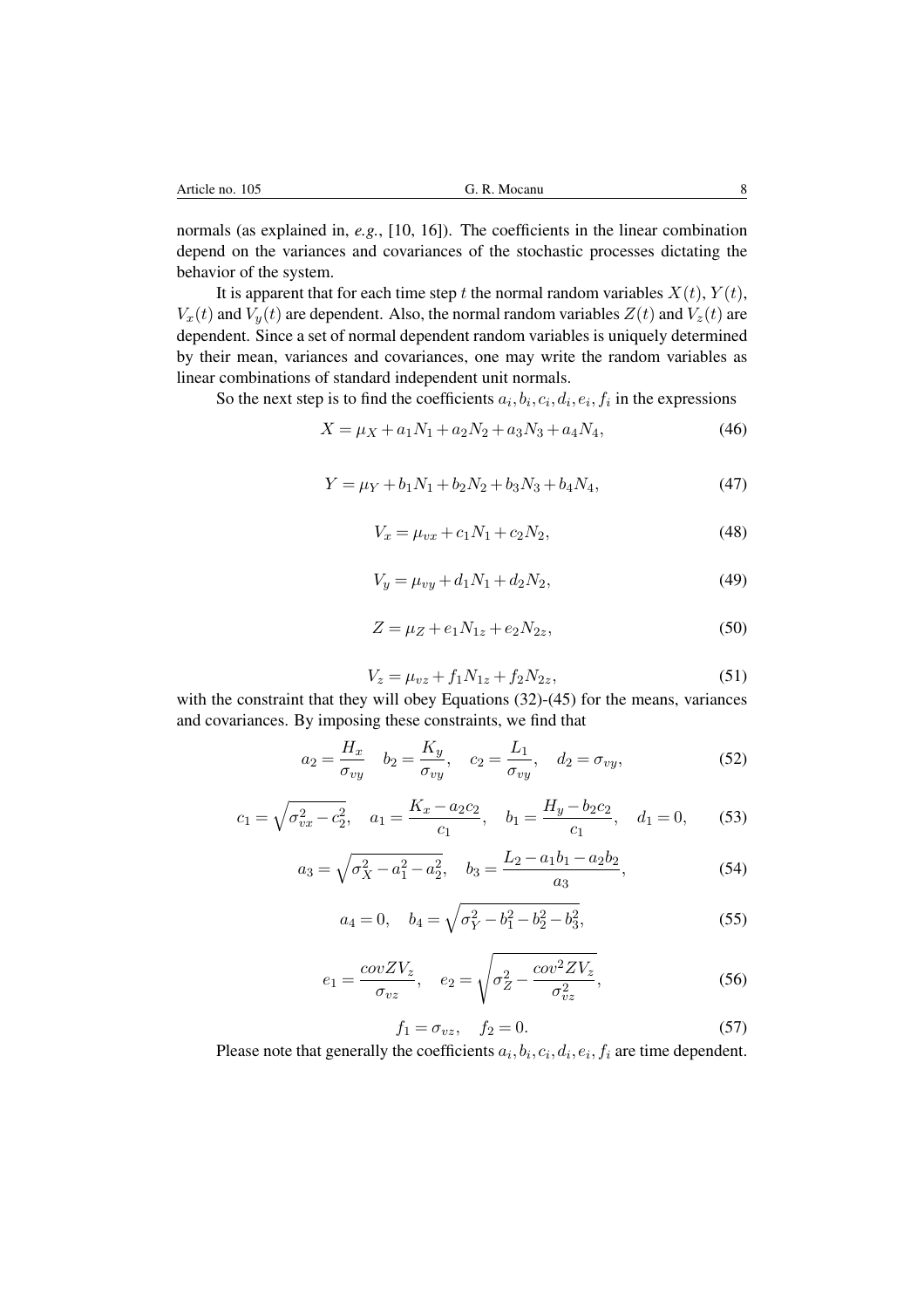normals (as explained in, *e.g.*, [10, 16]). The coefficients in the linear combination depend on the variances and covariances of the stochastic processes dictating the behavior of the system.

It is apparent that for each time step $t$ the normal random variables $X(t)$, $Y(t)$, $V_x(t)$ and $V_y(t)$ are dependent. Also, the normal random variables $Z(t)$ and $V_z(t)$ are dependent. Since a set of normal dependent random variables is uniquely determined by their mean, variances and covariances, one may write the random variables as linear combinations of standard independent unit normals.

So the next step is to find the coefficients $a_i, b_i, c_i, d_i, e_i, f_i$ in the expressions

$$X = \mu_X + a_1 N_1 + a_2 N_2 + a_3 N_3 + a_4 N_4, \tag{46}$$

$$Y = \mu_Y + b_1 N_1 + b_2 N_2 + b_3 N_3 + b_4 N_4, \tag{47}$$

$$V_x = \mu_{vx} + c_1 N_1 + c_2 N_2, \tag{48}$$

$$V_y = \mu_{vy} + d_1 N_1 + d_2 N_2, \tag{49}$$

$$Z = \mu_Z + e_1 N_{1z} + e_2 N_{2z}, \tag{50}$$

$$V_z = \mu_{vz} + f_1 N_{1z} + f_2 N_{2z}, \tag{51}$$

with the constraint that they will obey Equations (32)-(45) for the means, variances and covariances. By imposing these constraints, we find that

$$a_2 = \frac{H_x}{\sigma_{vy}} \quad b_2 = \frac{K_y}{\sigma_{vy}}, \quad c_2 = \frac{L_1}{\sigma_{vy}}, \quad d_2 = \sigma_{vy}, \tag{52}$$

$$c_1 = \sqrt{\sigma_{vx}^2 - c_2^2}, \quad a_1 = \frac{K_x - a_2 c_2}{c_1}, \quad b_1 = \frac{H_y - b_2 c_2}{c_1}, \quad d_1 = 0, \tag{53}$$

$$a_3 = \sqrt{\sigma_X^2 - a_1^2 - a_2^2}, \quad b_3 = \frac{L_2 - a_1 b_1 - a_2 b_2}{a_3}, \tag{54}$$

$$a_4 = 0, \quad b_4 = \sqrt{\sigma_Y^2 - b_1^2 - b_2^2 - b_3^2}, \tag{55}$$

$$e_1 = \frac{covZV_z}{\sigma_{vz}}, \quad e_2 = \sqrt{\sigma_Z^2 - \frac{cov^2 ZV_z}{\sigma_{vz}^2}}, \tag{56}$$

$$f_1 = \sigma_{vz}, \quad f_2 = 0. \tag{57}$$

Please note that generally the coefficients $a_i, b_i, c_i, d_i, e_i, f_i$ are time dependent.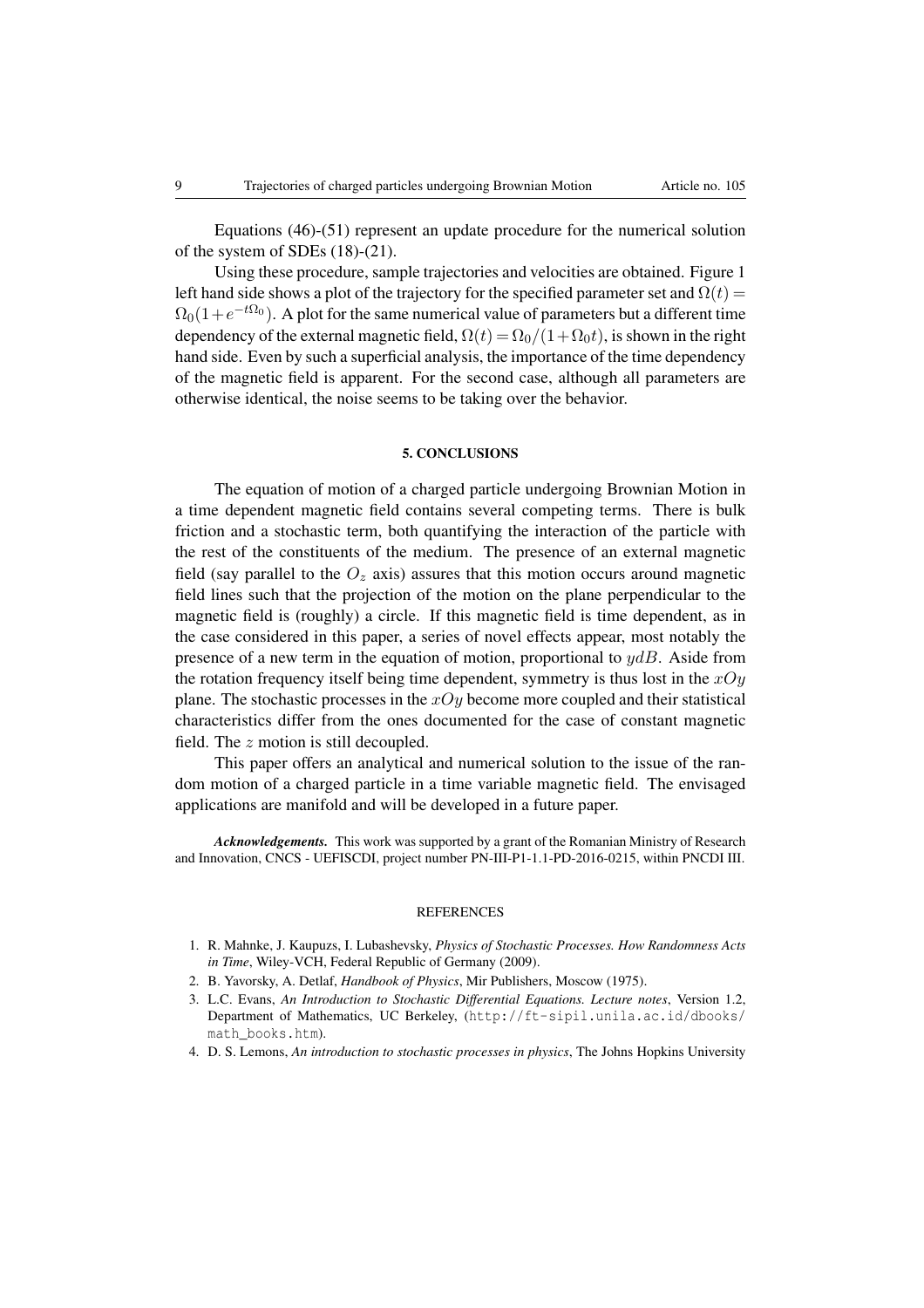Equations (46)-(51) represent an update procedure for the numerical solution of the system of SDEs (18)-(21).

Using these procedure, sample trajectories and velocities are obtained. Figure 1 left hand side shows a plot of the trajectory for the specified parameter set and $\Omega(t) = \Omega_0(1+e^{-t\Omega_0})$. A plot for the same numerical value of parameters but a different time dependency of the external magnetic field, $\Omega(t) = \Omega_0/(1+\Omega_0 t)$, is shown in the right hand side. Even by such a superficial analysis, the importance of the time dependency of the magnetic field is apparent. For the second case, although all parameters are otherwise identical, the noise seems to be taking over the behavior.

## 5. CONCLUSIONS

The equation of motion of a charged particle undergoing Brownian Motion in a time dependent magnetic field contains several competing terms. There is bulk friction and a stochastic term, both quantifying the interaction of the particle with the rest of the constituents of the medium. The presence of an external magnetic field (say parallel to the $O_z$ axis) assures that this motion occurs around magnetic field lines such that the projection of the motion on the plane perpendicular to the magnetic field is (roughly) a circle. If this magnetic field is time dependent, as in the case considered in this paper, a series of novel effects appear, most notably the presence of a new term in the equation of motion, proportional to $ydB$. Aside from the rotation frequency itself being time dependent, symmetry is thus lost in the $xOy$ plane. The stochastic processes in the $xOy$ become more coupled and their statistical characteristics differ from the ones documented for the case of constant magnetic field. The $z$ motion is still decoupled.

This paper offers an analytical and numerical solution to the issue of the random motion of a charged particle in a time variable magnetic field. The envisaged applications are manifold and will be developed in a future paper.

***Acknowledgements.*** This work was supported by a grant of the Romanian Ministry of Research and Innovation, CNCS - UEFISCDI, project number PN-III-P1-1.1-PD-2016-0215, within PNCDI III.

## REFERENCES

1. R. Mahnke, J. Kaupuzs, I. Lubashevsky, *Physics of Stochastic Processes. How Randomness Acts in Time*, Wiley-VCH, Federal Republic of Germany (2009).
2. B. Yavorsky, A. Detlaf, *Handbook of Physics*, Mir Publishers, Moscow (1975).
3. L.C. Evans, *An Introduction to Stochastic Differential Equations. Lecture notes*, Version 1.2, Department of Mathematics, UC Berkeley, (`http://ft-sipil.unila.ac.id/dbooks/math_books.htm`).
4. D. S. Lemons, *An introduction to stochastic processes in physics*, The Johns Hopkins University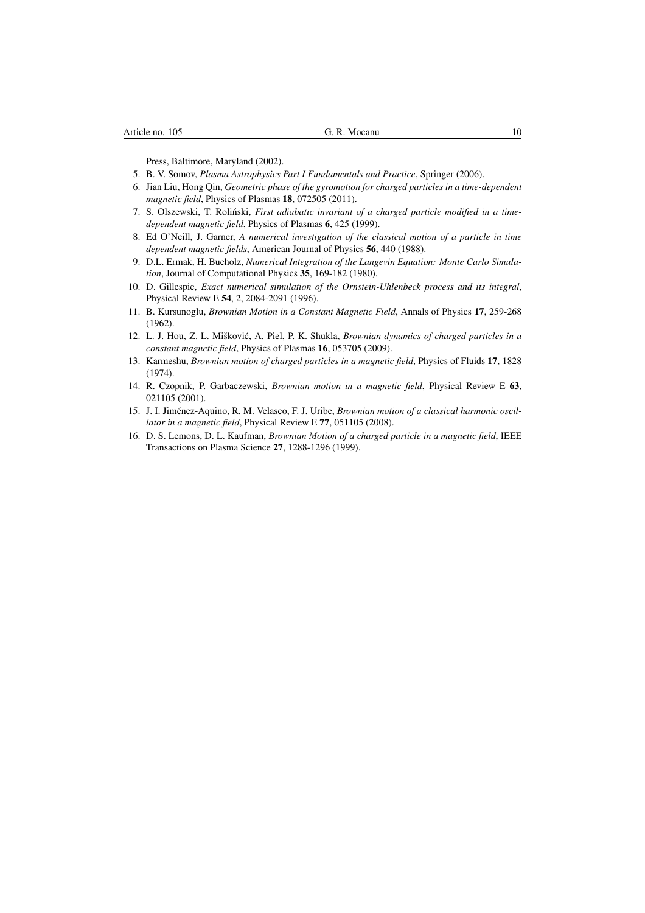Press, Baltimore, Maryland (2002).

5. B. V. Somov, *Plasma Astrophysics Part I Fundamentals and Practice*, Springer (2006).
6. Jian Liu, Hong Qin, *Geometric phase of the gyromotion for charged particles in a time-dependent magnetic field*, Physics of Plasmas **18**, 072505 (2011).
7. S. Olszewski, T. Roliński, *First adiabatic invariant of a charged particle modified in a time-dependent magnetic field*, Physics of Plasmas **6**, 425 (1999).
8. Ed O'Neill, J. Garner, *A numerical investigation of the classical motion of a particle in time dependent magnetic fields*, American Journal of Physics **56**, 440 (1988).
9. D.L. Ermak, H. Bucholz, *Numerical Integration of the Langevin Equation: Monte Carlo Simulation*, Journal of Computational Physics **35**, 169-182 (1980).
10. D. Gillespie, *Exact numerical simulation of the Ornstein-Uhlenbeck process and its integral*, Physical Review E **54**, 2, 2084-2091 (1996).
11. B. Kursunoglu, *Brownian Motion in a Constant Magnetic Field*, Annals of Physics **17**, 259-268 (1962).
12. L. J. Hou, Z. L. Mišković, A. Piel, P. K. Shukla, *Brownian dynamics of charged particles in a constant magnetic field*, Physics of Plasmas **16**, 053705 (2009).
13. Karmeshu, *Brownian motion of charged particles in a magnetic field*, Physics of Fluids **17**, 1828 (1974).
14. R. Czopnik, P. Garbaczewski, *Brownian motion in a magnetic field*, Physical Review E **63**, 021105 (2001).
15. J. I. Jiménez-Aquino, R. M. Velasco, F. J. Uribe, *Brownian motion of a classical harmonic oscillator in a magnetic field*, Physical Review E **77**, 051105 (2008).
16. D. S. Lemons, D. L. Kaufman, *Brownian Motion of a charged particle in a magnetic field*, IEEE Transactions on Plasma Science **27**, 1288-1296 (1999).